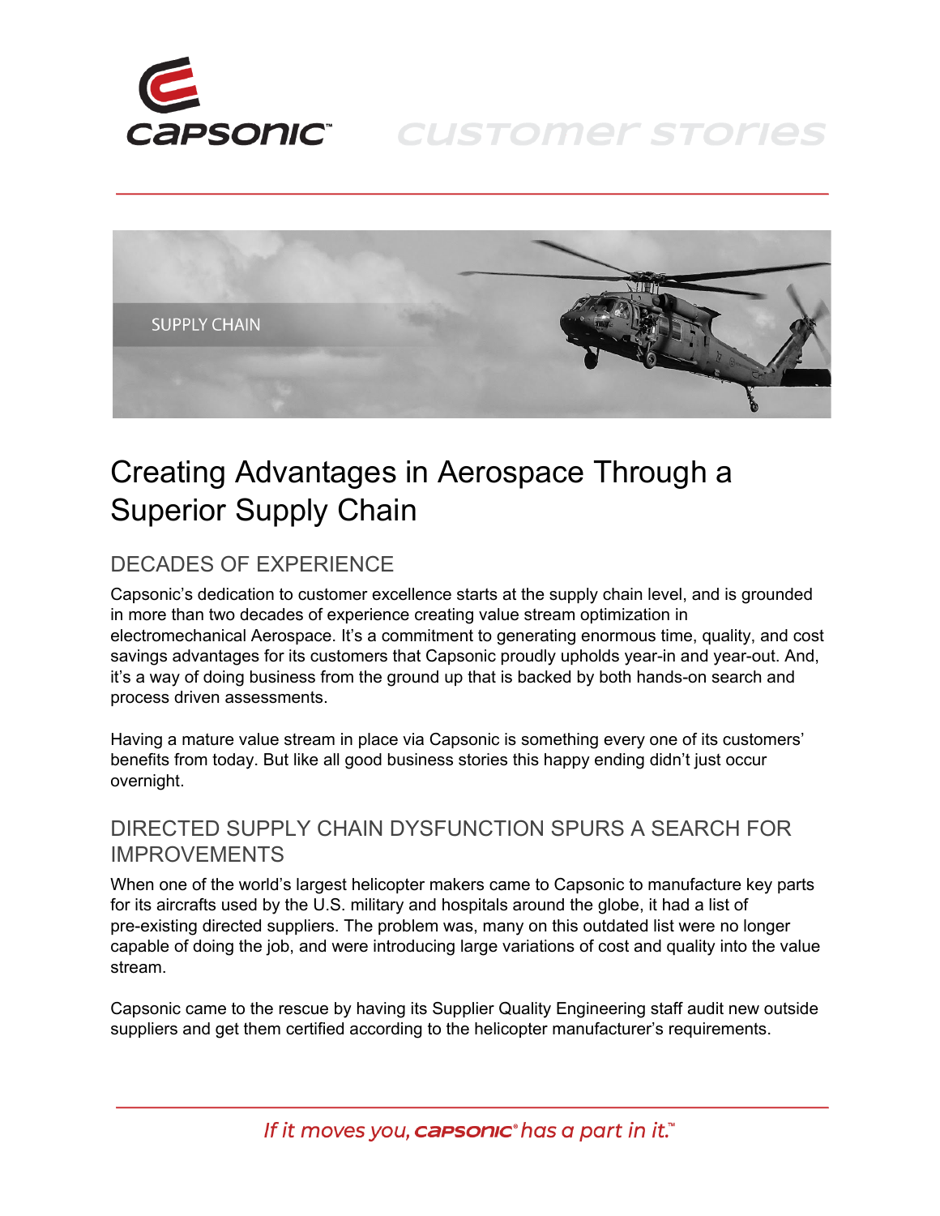# Creating Advantages in Aerospace Through a Superior Supply Chain

## DECADES OF EXPERIENCE

Capsonic's dedication to customer excellence starts at the supply chain level, and is grounded in more than two decades of experience creating value stream optimization in electromechanical Aerospace. It's a commitment to generating enormous time, quality, and cost savings advantages for its customers that Capsonic proudly upholds year-in and year-out. And, it's a way of doing business from the ground up that is backed by both hands-on search and process driven assessments.

Having a mature value stream in place via Capsonic is something every one of its customers' benefits from today. But like all good business stories this happy ending didn't just occur overnight.

## DIRECTED SUPPLY CHAIN DYSFUNCTION SPURS A SEARCH FOR IMPROVEMENTS

When one of the world's largest helicopter makers came to Capsonic to manufacture key parts for its aircrafts used by the U.S. military and hospitals around the globe, it had a list of pre-existing directed suppliers. The problem was, many on this outdated list were no longer capable of doing the job, and were introducing large variations of cost and quality into the value stream.

Capsonic came to the rescue by having its Supplier Quality Engineering staff audit new outside suppliers and get them certified according to the helicopter manufacturer's requirements.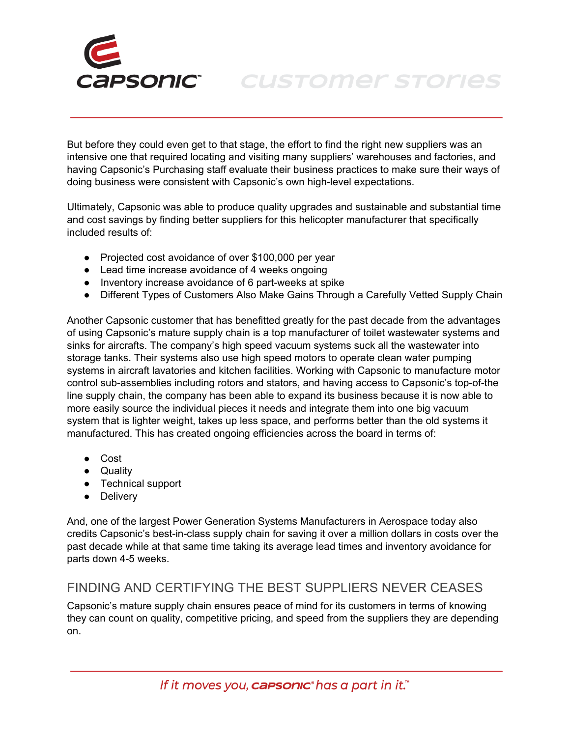But before they could even get to that stage, the effort to find the right new suppliers was an intensive one that required locating and visiting many suppliers' warehouses and factories, and having Capsonic's Purchasing staff evaluate their business practices to make sure their ways of doing business were consistent with Capsonic's own high-level expectations.

Ultimately, Capsonic was able to produce quality upgrades and sustainable and substantial time and cost savings by finding better suppliers for this helicopter manufacturer that specifically included results of:

- Projected cost avoidance of over $100,000 per year
- Lead time increase avoidance of 4 weeks ongoing
- Inventory increase avoidance of 6 part-weeks at spike
- Different Types of Customers Also Make Gains Through a Carefully Vetted Supply Chain

Another Capsonic customer that has benefitted greatly for the past decade from the advantages of using Capsonic's mature supply chain is a top manufacturer of toilet wastewater systems and sinks for aircrafts. The company's high speed vacuum systems suck all the wastewater into storage tanks. Their systems also use high speed motors to operate clean water pumping systems in aircraft lavatories and kitchen facilities. Working with Capsonic to manufacture motor control sub-assemblies including rotors and stators, and having access to Capsonic's top-of-the line supply chain, the company has been able to expand its business because it is now able to more easily source the individual pieces it needs and integrate them into one big vacuum system that is lighter weight, takes up less space, and performs better than the old systems it manufactured. This has created ongoing efficiencies across the board in terms of:

- Cost
- Quality
- Technical support
- Delivery

And, one of the largest Power Generation Systems Manufacturers in Aerospace today also credits Capsonic's best-in-class supply chain for saving it over a million dollars in costs over the past decade while at that same time taking its average lead times and inventory avoidance for parts down 4-5 weeks.

## FINDING AND CERTIFYING THE BEST SUPPLIERS NEVER CEASES

Capsonic's mature supply chain ensures peace of mind for its customers in terms of knowing they can count on quality, competitive pricing, and speed from the suppliers they are depending on.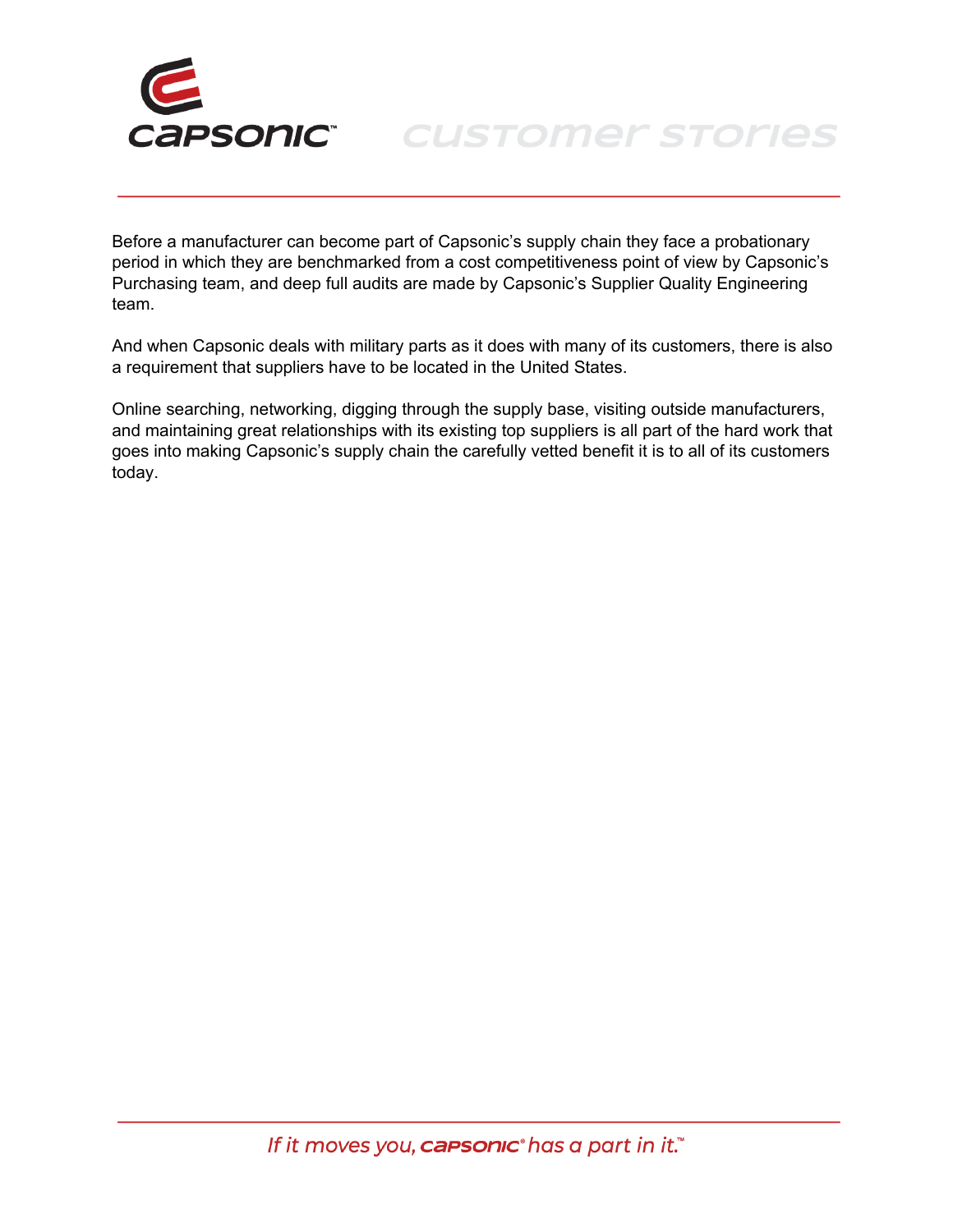Before a manufacturer can become part of Capsonic's supply chain they face a probationary period in which they are benchmarked from a cost competitiveness point of view by Capsonic's Purchasing team, and deep full audits are made by Capsonic's Supplier Quality Engineering team.

And when Capsonic deals with military parts as it does with many of its customers, there is also a requirement that suppliers have to be located in the United States.

Online searching, networking, digging through the supply base, visiting outside manufacturers, and maintaining great relationships with its existing top suppliers is all part of the hard work that goes into making Capsonic's supply chain the carefully vetted benefit it is to all of its customers today.